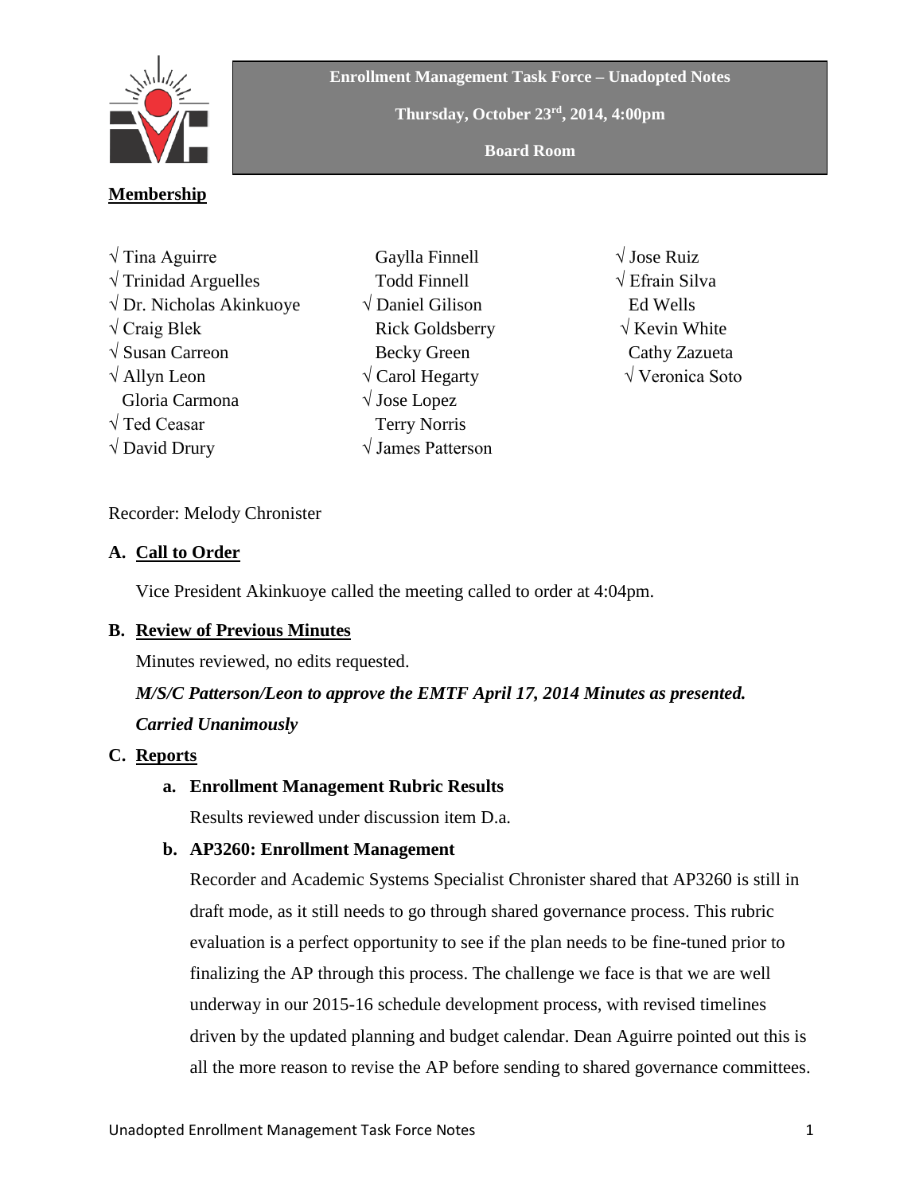**Enrollment Management Task Force – Unadopted Notes**

**Thursday, October 23rd, 2014, 4:00pm**

**Board Room**

## Membership

√ Tina Aguirre
√ Trinidad Arguelles
√ Dr. Nicholas Akinkuoye
√ Craig Blek
√ Susan Carreon
√ Allyn Leon
Gloria Carmona
√ Ted Ceasar
√ David Drury
Gaylla Finnell
Todd Finnell
√ Daniel Gilison
Rick Goldsberry
Becky Green
√ Carol Hegarty
√ Jose Lopez
Terry Norris
√ James Patterson
√ Jose Ruiz
√ Efrain Silva
Ed Wells
√ Kevin White
Cathy Zazueta
√ Veronica Soto

Recorder: Melody Chronister

### A. Call to Order

Vice President Akinkuoye called the meeting called to order at 4:04pm.

### B. Review of Previous Minutes

Minutes reviewed, no edits requested.

***M/S/C Patterson/Leon to approve the EMTF April 17, 2014 Minutes as presented.***

***Carried Unanimously***

### C. Reports

**a. Enrollment Management Rubric Results**

Results reviewed under discussion item D.a.

**b. AP3260: Enrollment Management**

Recorder and Academic Systems Specialist Chronister shared that AP3260 is still in draft mode, as it still needs to go through shared governance process. This rubric evaluation is a perfect opportunity to see if the plan needs to be fine-tuned prior to finalizing the AP through this process. The challenge we face is that we are well underway in our 2015-16 schedule development process, with revised timelines driven by the updated planning and budget calendar. Dean Aguirre pointed out this is all the more reason to revise the AP before sending to shared governance committees.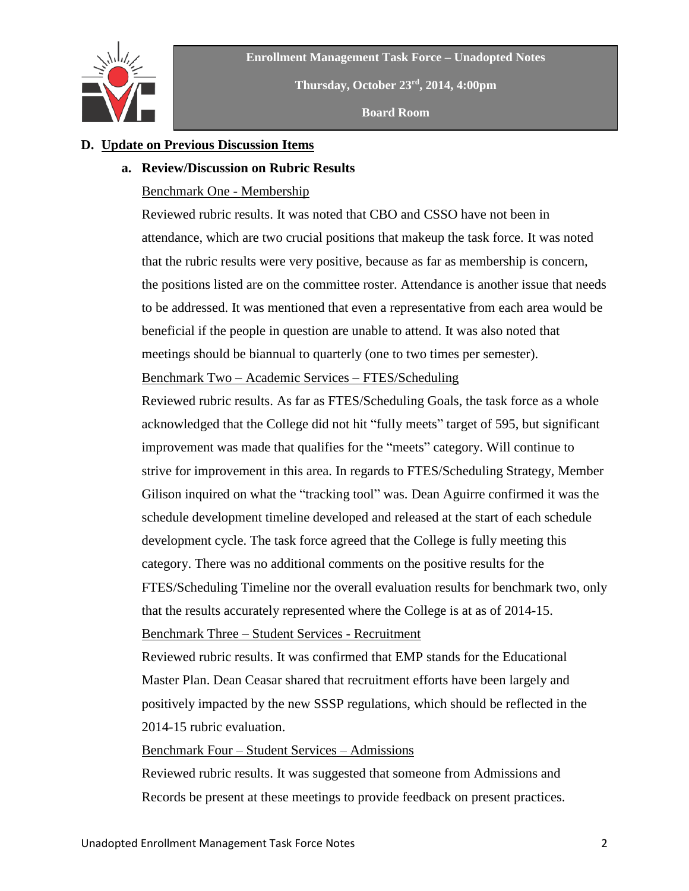**D. Update on Previous Discussion Items**

**a. Review/Discussion on Rubric Results**

Benchmark One - Membership

Reviewed rubric results. It was noted that CBO and CSSO have not been in attendance, which are two crucial positions that makeup the task force. It was noted that the rubric results were very positive, because as far as membership is concern, the positions listed are on the committee roster. Attendance is another issue that needs to be addressed. It was mentioned that even a representative from each area would be beneficial if the people in question are unable to attend. It was also noted that meetings should be biannual to quarterly (one to two times per semester).

Benchmark Two – Academic Services – FTES/Scheduling

Reviewed rubric results. As far as FTES/Scheduling Goals, the task force as a whole acknowledged that the College did not hit "fully meets" target of 595, but significant improvement was made that qualifies for the "meets" category. Will continue to strive for improvement in this area. In regards to FTES/Scheduling Strategy, Member Gilison inquired on what the "tracking tool" was. Dean Aguirre confirmed it was the schedule development timeline developed and released at the start of each schedule development cycle. The task force agreed that the College is fully meeting this category. There was no additional comments on the positive results for the FTES/Scheduling Timeline nor the overall evaluation results for benchmark two, only that the results accurately represented where the College is at as of 2014-15.

Benchmark Three – Student Services - Recruitment

Reviewed rubric results. It was confirmed that EMP stands for the Educational Master Plan. Dean Ceasar shared that recruitment efforts have been largely and positively impacted by the new SSSP regulations, which should be reflected in the 2014-15 rubric evaluation.

Benchmark Four – Student Services – Admissions

Reviewed rubric results. It was suggested that someone from Admissions and Records be present at these meetings to provide feedback on present practices.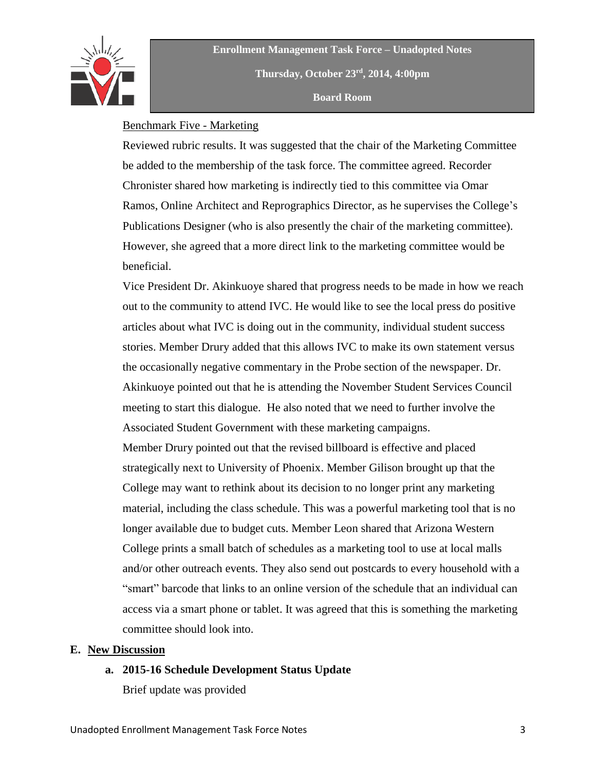Benchmark Five - Marketing

Reviewed rubric results. It was suggested that the chair of the Marketing Committee be added to the membership of the task force. The committee agreed. Recorder Chronister shared how marketing is indirectly tied to this committee via Omar Ramos, Online Architect and Reprographics Director, as he supervises the College's Publications Designer (who is also presently the chair of the marketing committee). However, she agreed that a more direct link to the marketing committee would be beneficial.

Vice President Dr. Akinkuoye shared that progress needs to be made in how we reach out to the community to attend IVC. He would like to see the local press do positive articles about what IVC is doing out in the community, individual student success stories. Member Drury added that this allows IVC to make its own statement versus the occasionally negative commentary in the Probe section of the newspaper. Dr. Akinkuoye pointed out that he is attending the November Student Services Council meeting to start this dialogue. He also noted that we need to further involve the Associated Student Government with these marketing campaigns.

Member Drury pointed out that the revised billboard is effective and placed strategically next to University of Phoenix. Member Gilison brought up that the College may want to rethink about its decision to no longer print any marketing material, including the class schedule. This was a powerful marketing tool that is no longer available due to budget cuts. Member Leon shared that Arizona Western College prints a small batch of schedules as a marketing tool to use at local malls and/or other outreach events. They also send out postcards to every household with a "smart" barcode that links to an online version of the schedule that an individual can access via a smart phone or tablet. It was agreed that this is something the marketing committee should look into.

**E. New Discussion**

**a. 2015-16 Schedule Development Status Update**

Brief update was provided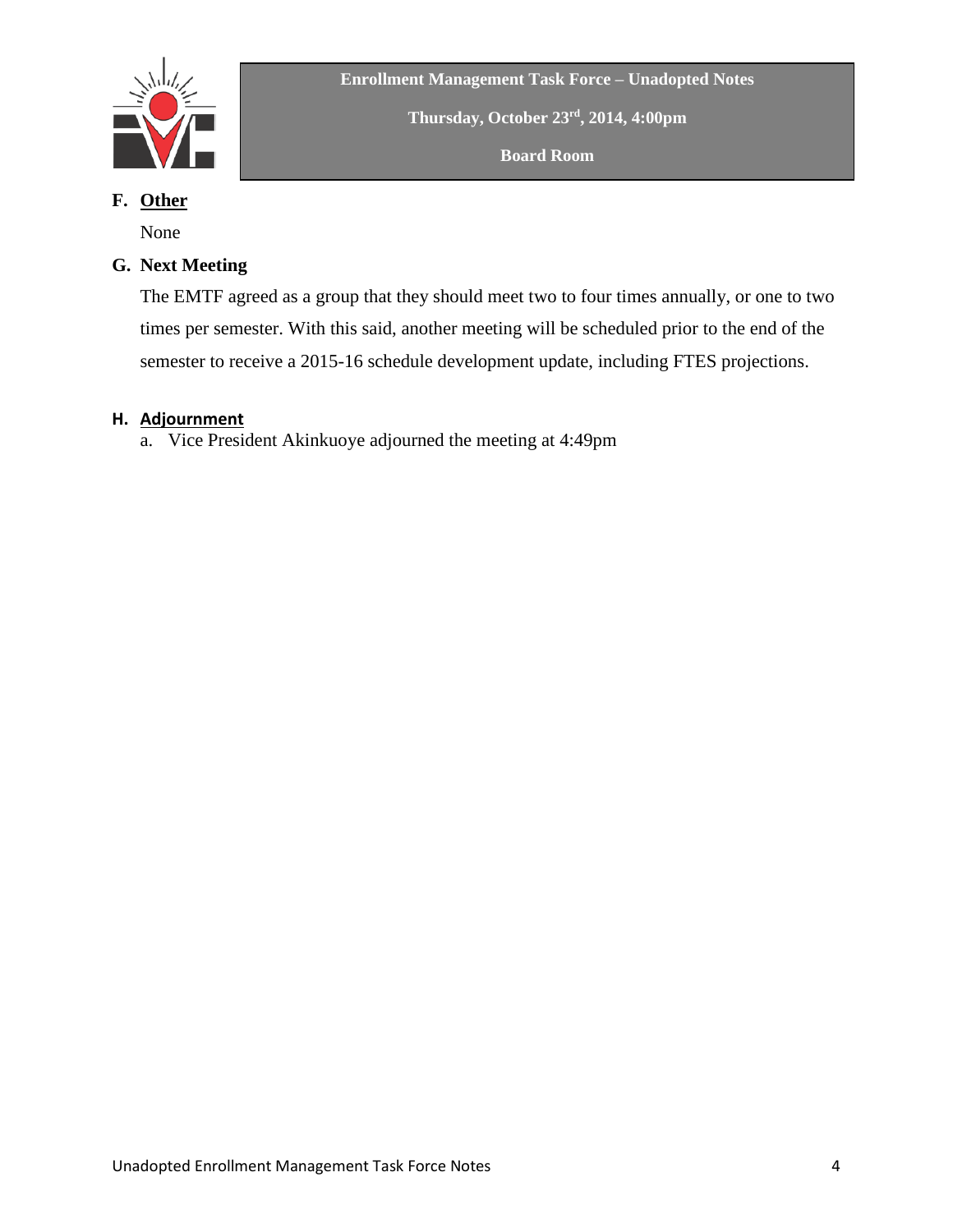**F. Other**

None

**G. Next Meeting**

The EMTF agreed as a group that they should meet two to four times annually, or one to two times per semester. With this said, another meeting will be scheduled prior to the end of the semester to receive a 2015-16 schedule development update, including FTES projections.

**H. Adjournment**

a. Vice President Akinkuoye adjourned the meeting at 4:49pm